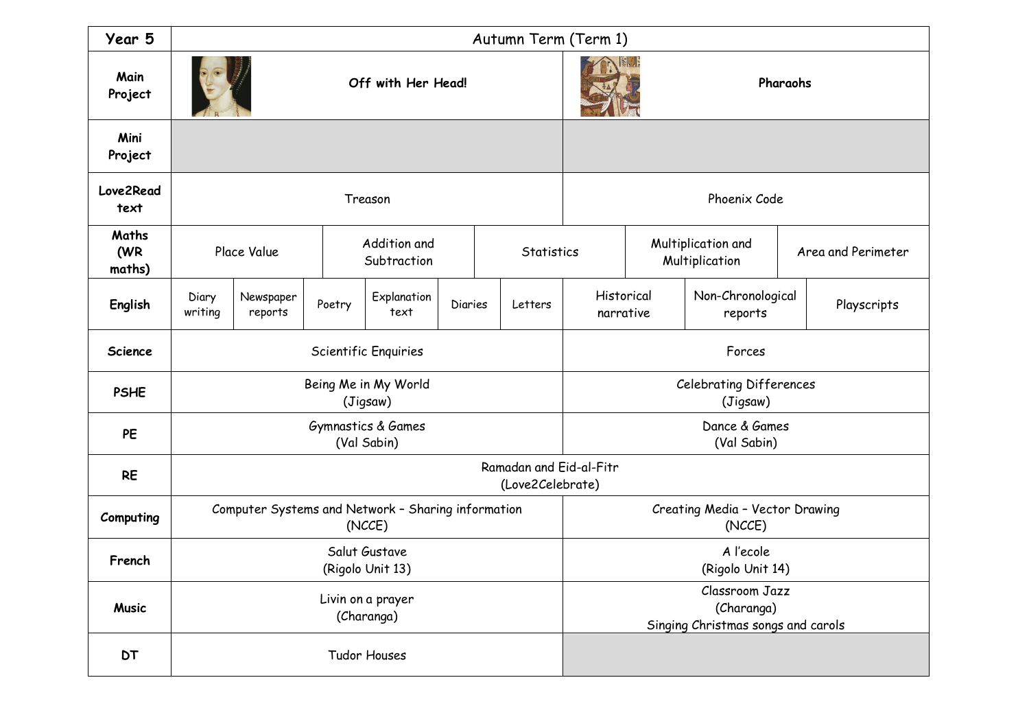| Year 5 | Autumn Term (Term 1) | | | | | | | | |
|---|---|---|---|---|---|---|---|---|---|
| **Main Project** | **Off with Her Head!** | | | | | | **Pharaohs** | | |
| **Mini Project** | | | | | | | | | |
| **Love2Read text** | Treason | | | | | | Phoenix Code | | |
| **Maths (WR maths)** | Place Value | | Addition and Subtraction | | Statistics | | Multiplication and Multiplication | | Area and Perimeter |
| **English** | Diary writing | Newspaper reports | Poetry | Explanation text | Diaries | Letters | Historical narrative | Non-Chronological reports | Playscripts |
| **Science** | Scientific Enquiries | | | | | | Forces | | |
| **PSHE** | Being Me in My World (Jigsaw) | | | | | | Celebrating Differences (Jigsaw) | | |
| **PE** | Gymnastics & Games (Val Sabin) | | | | | | Dance & Games (Val Sabin) | | |
| **RE** | Ramadan and Eid-al-Fitr (Love2Celebrate) | | | | | | | | |
| **Computing** | Computer Systems and Network – Sharing information (NCCE) | | | | | | Creating Media – Vector Drawing (NCCE) | | |
| **French** | Salut Gustave (Rigolo Unit 13) | | | | | | A l'ecole (Rigolo Unit 14) | | |
| **Music** | Livin on a prayer (Charanga) | | | | | | Classroom Jazz (Charanga) Singing Christmas songs and carols | | |
| **DT** | Tudor Houses | | | | | | | | |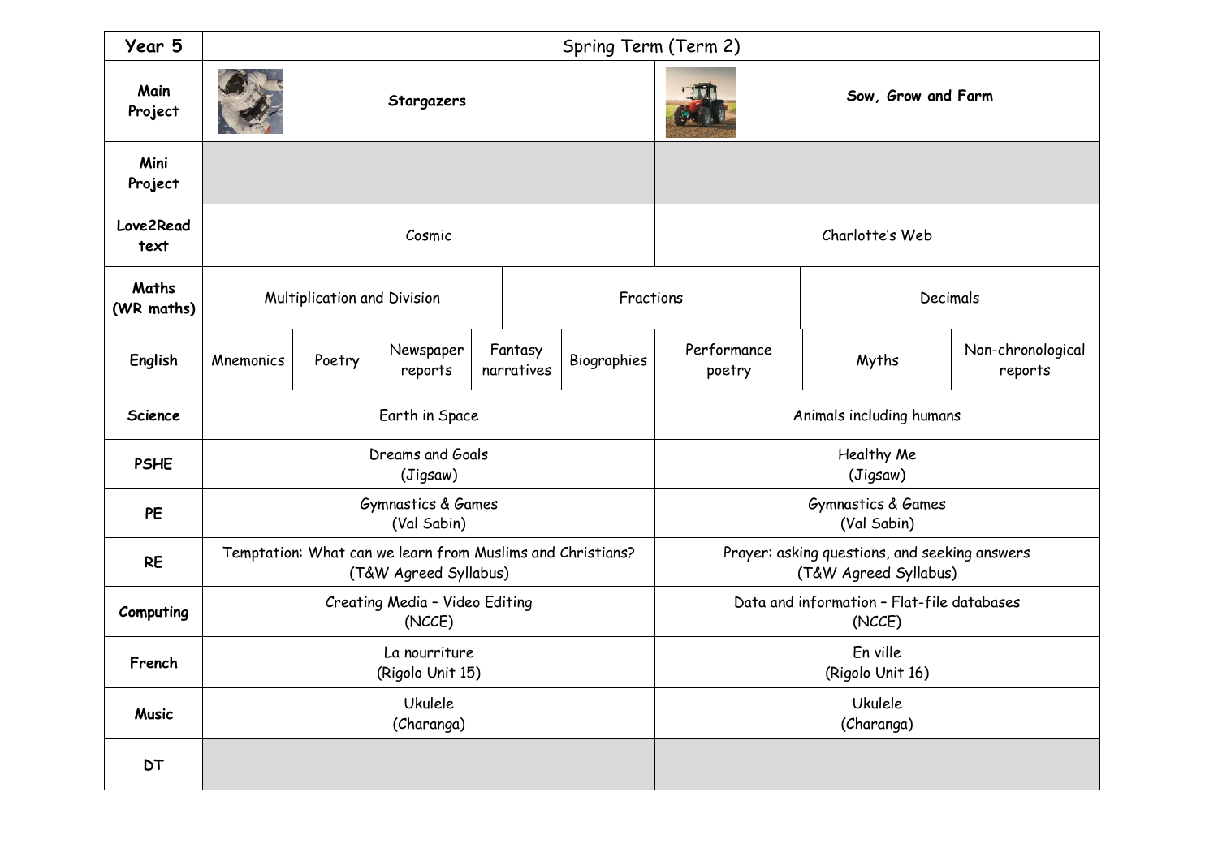| Year 5 | Spring Term (Term 2) | | | | | | | |
|---|---|---|---|---|---|---|---|---|
| Main Project | Stargazers | | | | Sow, Grow and Farm | | | |
| Mini Project | | | | | | | | |
| Love2Read text | Cosmic | | | | Charlotte's Web | | | |
| Maths (WR maths) | Multiplication and Division | | Fractions | | | Decimals | | |
| English | Mnemonics | Poetry | Newspaper reports | Fantasy narratives | Biographies | Performance poetry | Myths | Non-chronological reports |
| Science | Earth in Space | | | | Animals including humans | | | |
| PSHE | Dreams and Goals (Jigsaw) | | | | Healthy Me (Jigsaw) | | | |
| PE | Gymnastics & Games (Val Sabin) | | | | Gymnastics & Games (Val Sabin) | | | |
| RE | Temptation: What can we learn from Muslims and Christians? (T&W Agreed Syllabus) | | | | Prayer: asking questions, and seeking answers (T&W Agreed Syllabus) | | | |
| Computing | Creating Media – Video Editing (NCCE) | | | | Data and information – Flat-file databases (NCCE) | | | |
| French | La nourriture (Rigolo Unit 15) | | | | En ville (Rigolo Unit 16) | | | |
| Music | Ukulele (Charanga) | | | | Ukulele (Charanga) | | | |
| DT | | | | | | | | |